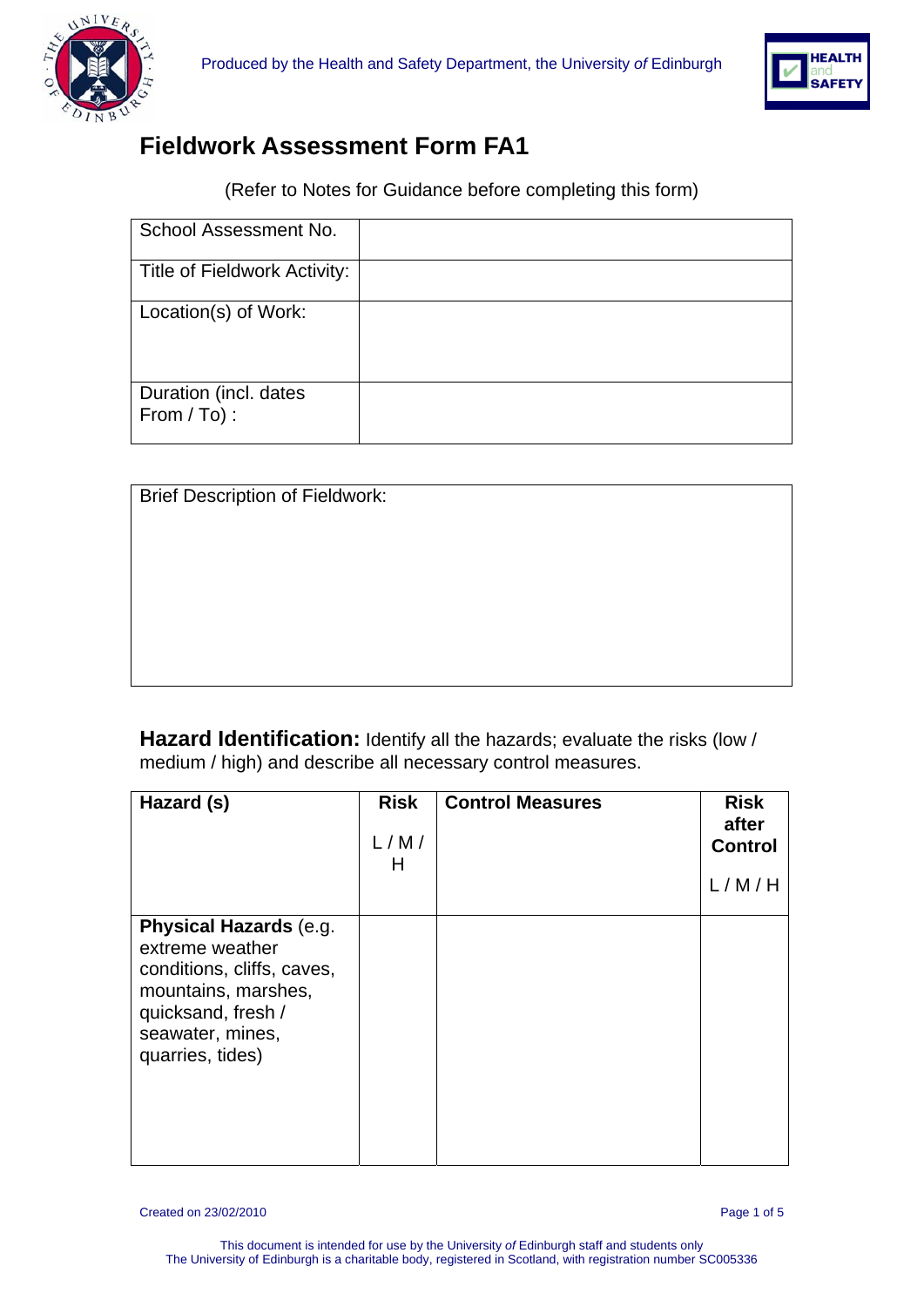Produced by the Health and Safety Department, the University *of* Edinburgh

# Fieldwork Assessment Form FA1

(Refer to Notes for Guidance before completing this form)

| School Assessment No. | |
|---|---|
| Title of Fieldwork Activity: | |
| Location(s) of Work: | |
| Duration (incl. dates From / To) : | |

| Brief Description of Fieldwork: |
|---|
| |

**Hazard Identification:** Identify all the hazards; evaluate the risks (low / medium / high) and describe all necessary control measures.

| Hazard (s) | Risk L / M / H | Control Measures | Risk after Control L / M / H |
|---|---|---|---|
| **Physical Hazards** (e.g. extreme weather conditions, cliffs, caves, mountains, marshes, quicksand, fresh / seawater, mines, quarries, tides) | | | |

Created on 23/02/2010

This document is intended for use by the University *of* Edinburgh staff and students only
The University of Edinburgh is a charitable body, registered in Scotland, with registration number SC005336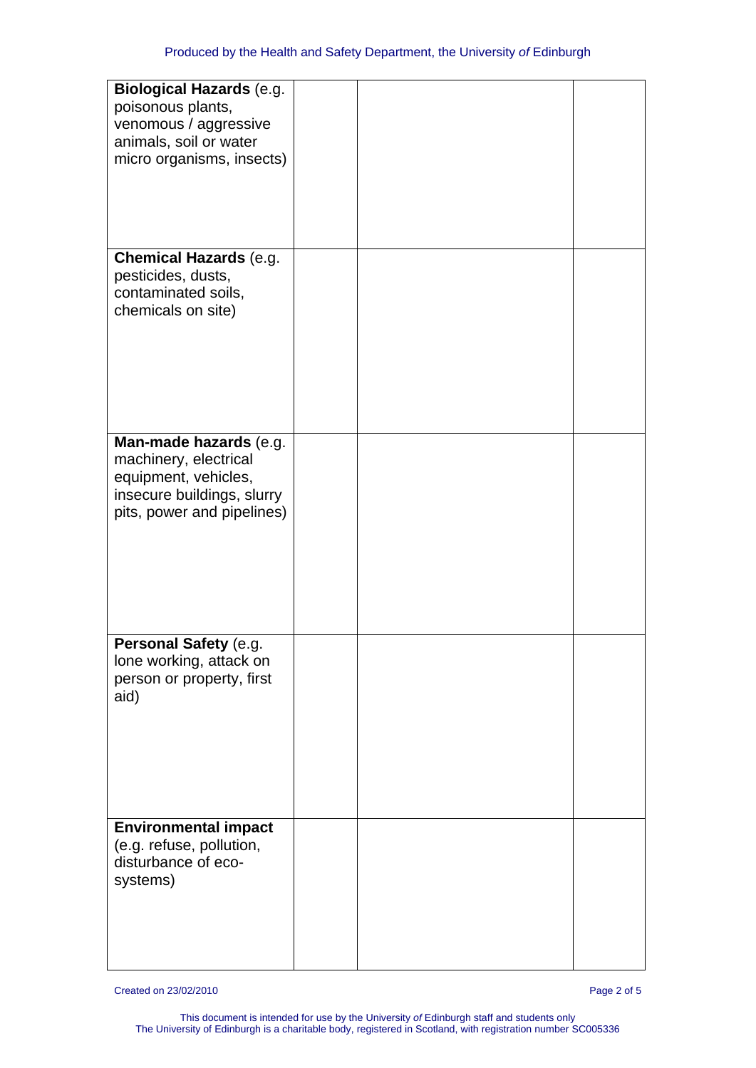| | | | |
|---|---|---|---|
| **Biological Hazards** (e.g. poisonous plants, venomous / aggressive animals, soil or water micro organisms, insects) | | | |
| **Chemical Hazards** (e.g. pesticides, dusts, contaminated soils, chemicals on site) | | | |
| **Man-made hazards** (e.g. machinery, electrical equipment, vehicles, insecure buildings, slurry pits, power and pipelines) | | | |
| **Personal Safety** (e.g. lone working, attack on person or property, first aid) | | | |
| **Environmental impact** (e.g. refuse, pollution, disturbance of eco-systems) | | | |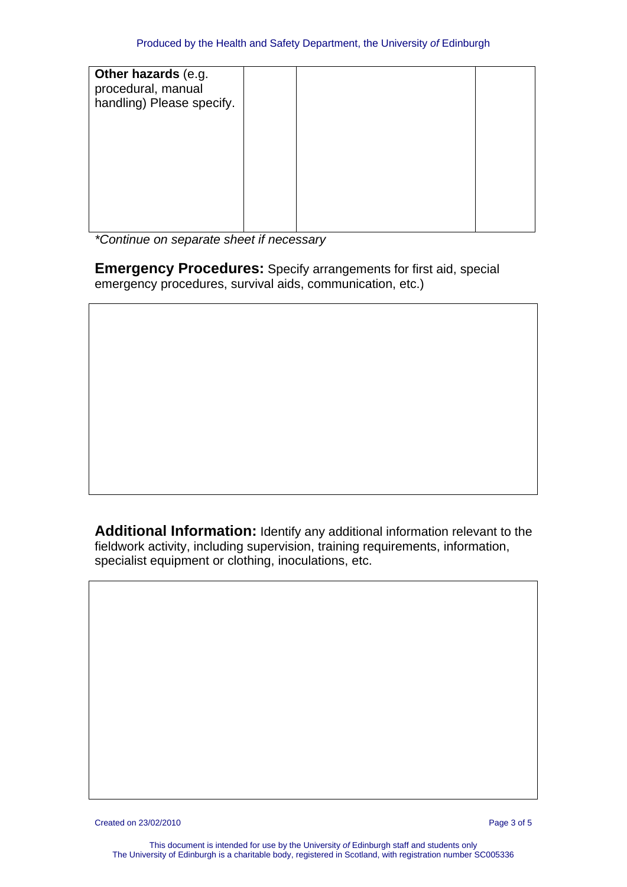| **Other hazards** (e.g. procedural, manual handling) Please specify. | | | |
|---|---|---|---|

*\*Continue on separate sheet if necessary*

**Emergency Procedures:** Specify arrangements for first aid, special emergency procedures, survival aids, communication, etc.)

| |
|---|
| |

**Additional Information:** Identify any additional information relevant to the fieldwork activity, including supervision, training requirements, information, specialist equipment or clothing, inoculations, etc.

| |
|---|
| |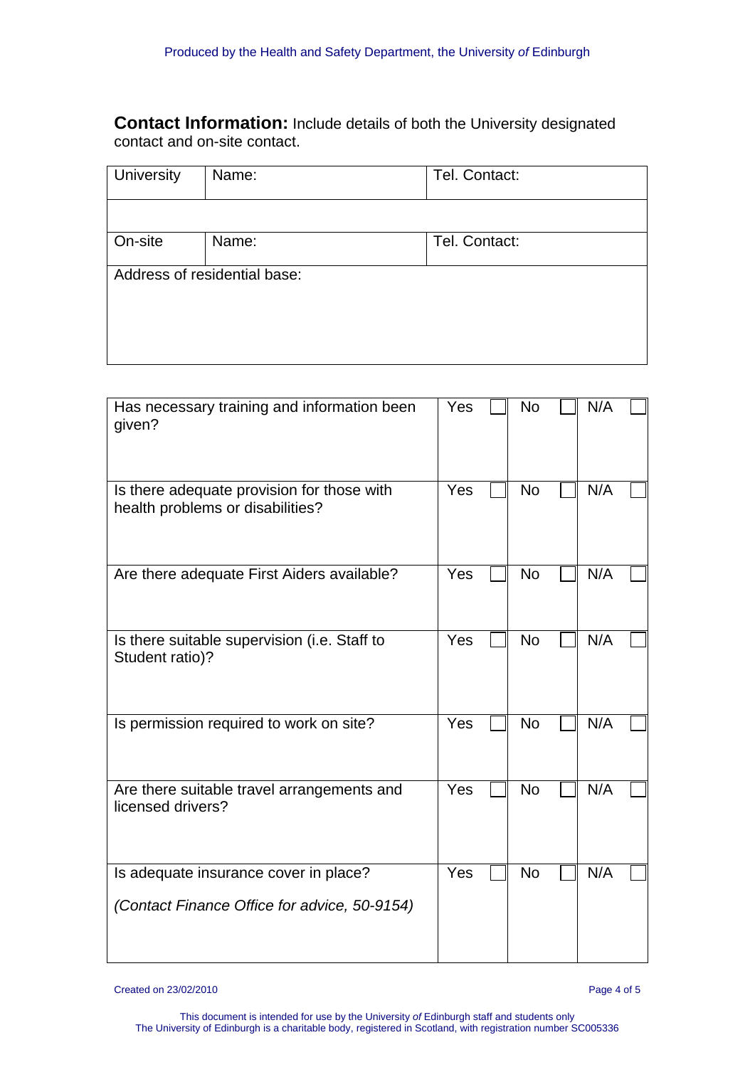**Contact Information:** Include details of both the University designated contact and on-site contact.

| University | Name: | Tel. Contact: |
| --- | --- | --- |
| | | |
| On-site | Name: | Tel. Contact: |
| Address of residential base: | | |

| | | | |
| --- | --- | --- | --- |
| Has necessary training and information been given? | Yes ☐ | No ☐ | N/A ☐ |
| Is there adequate provision for those with health problems or disabilities? | Yes ☐ | No ☐ | N/A ☐ |
| Are there adequate First Aiders available? | Yes ☐ | No ☐ | N/A ☐ |
| Is there suitable supervision (i.e. Staff to Student ratio)? | Yes ☐ | No ☐ | N/A ☐ |
| Is permission required to work on site? | Yes ☐ | No ☐ | N/A ☐ |
| Are there suitable travel arrangements and licensed drivers? | Yes ☐ | No ☐ | N/A ☐ |
| Is adequate insurance cover in place? *(Contact Finance Office for advice, 50-9154)* | Yes ☐ | No ☐ | N/A ☐ |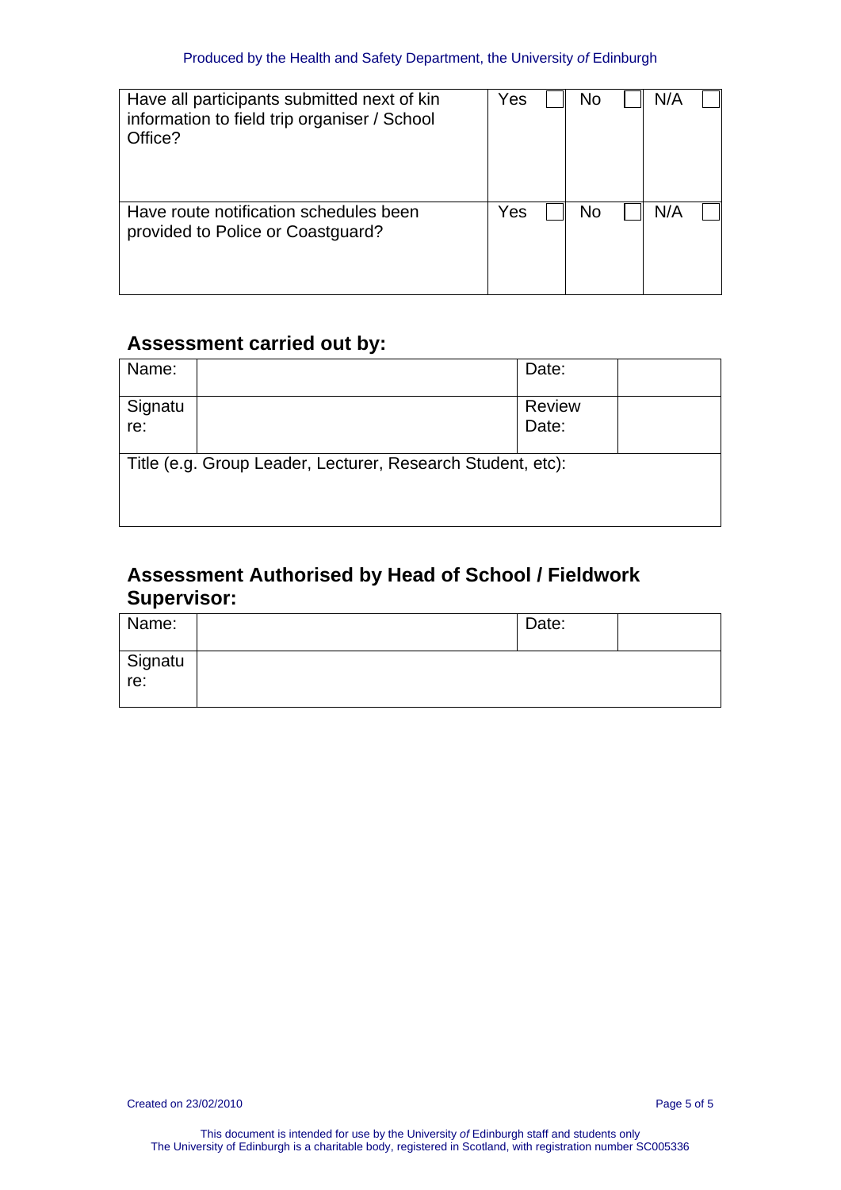| | | | |
|---|---|---|---|
| Have all participants submitted next of kin information to field trip organiser / School Office? | Yes ☐ | No ☐ | N/A ☐ |
| Have route notification schedules been provided to Police or Coastguard? | Yes ☐ | No ☐ | N/A ☐ |

## Assessment carried out by:

| | | | |
|---|---|---|---|
| Name: | | Date: | |
| Signature: | | Review Date: | |
| Title (e.g. Group Leader, Lecturer, Research Student, etc): | | | |

## Assessment Authorised by Head of School / Fieldwork Supervisor:

| | | | |
|---|---|---|---|
| Name: | | Date: | |
| Signature: | | | |

Created on 23/02/2010

This document is intended for use by the University *of* Edinburgh staff and students only
The University of Edinburgh is a charitable body, registered in Scotland, with registration number SC005336